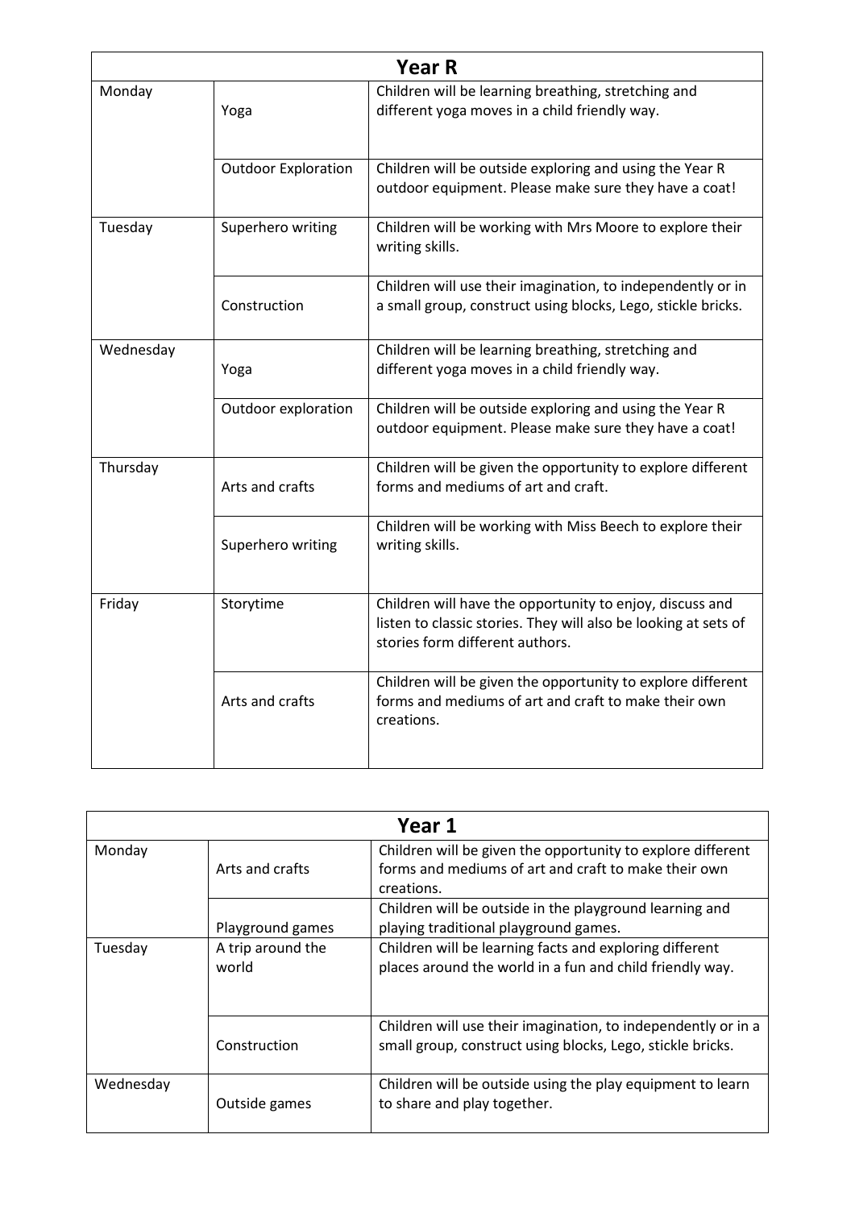| Year R | | |
|---|---|---|
| Monday | Yoga | Children will be learning breathing, stretching and different yoga moves in a child friendly way. |
| | Outdoor Exploration | Children will be outside exploring and using the Year R outdoor equipment. Please make sure they have a coat! |
| Tuesday | Superhero writing | Children will be working with Mrs Moore to explore their writing skills. |
| | Construction | Children will use their imagination, to independently or in a small group, construct using blocks, Lego, stickle bricks. |
| Wednesday | Yoga | Children will be learning breathing, stretching and different yoga moves in a child friendly way. |
| | Outdoor exploration | Children will be outside exploring and using the Year R outdoor equipment. Please make sure they have a coat! |
| Thursday | Arts and crafts | Children will be given the opportunity to explore different forms and mediums of art and craft. |
| | Superhero writing | Children will be working with Miss Beech to explore their writing skills. |
| Friday | Storytime | Children will have the opportunity to enjoy, discuss and listen to classic stories. They will also be looking at sets of stories form different authors. |
| | Arts and crafts | Children will be given the opportunity to explore different forms and mediums of art and craft to make their own creations. |

| Year 1 | | |
|---|---|---|
| Monday | Arts and crafts | Children will be given the opportunity to explore different forms and mediums of art and craft to make their own creations. |
| | Playground games | Children will be outside in the playground learning and playing traditional playground games. |
| Tuesday | A trip around the world | Children will be learning facts and exploring different places around the world in a fun and child friendly way. |
| | Construction | Children will use their imagination, to independently or in a small group, construct using blocks, Lego, stickle bricks. |
| Wednesday | Outside games | Children will be outside using the play equipment to learn to share and play together. |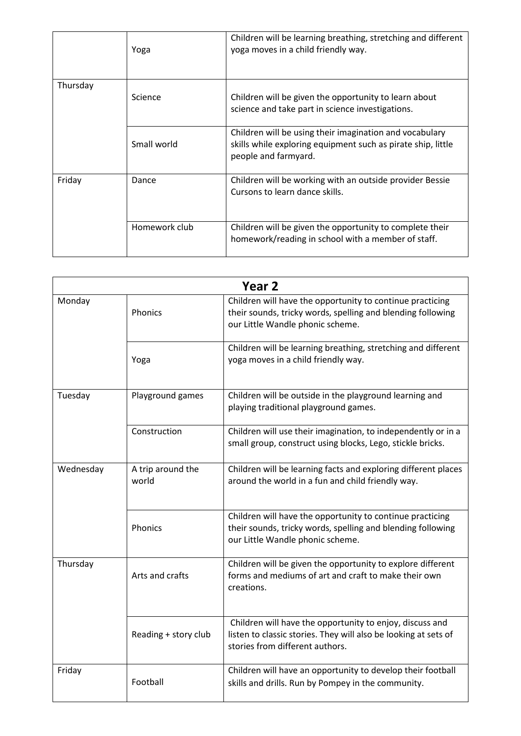| | | |
|---|---|---|
| | Yoga | Children will be learning breathing, stretching and different yoga moves in a child friendly way. |
| Thursday | Science | Children will be given the opportunity to learn about science and take part in science investigations. |
| | Small world | Children will be using their imagination and vocabulary skills while exploring equipment such as pirate ship, little people and farmyard. |
| Friday | Dance | Children will be working with an outside provider Bessie Cursons to learn dance skills. |
| | Homework club | Children will be given the opportunity to complete their homework/reading in school with a member of staff. |

| **Year 2** | | |
|---|---|---|
| Monday | Phonics | Children will have the opportunity to continue practicing their sounds, tricky words, spelling and blending following our Little Wandle phonic scheme. |
| | Yoga | Children will be learning breathing, stretching and different yoga moves in a child friendly way. |
| Tuesday | Playground games | Children will be outside in the playground learning and playing traditional playground games. |
| | Construction | Children will use their imagination, to independently or in a small group, construct using blocks, Lego, stickle bricks. |
| Wednesday | A trip around the world | Children will be learning facts and exploring different places around the world in a fun and child friendly way. |
| | Phonics | Children will have the opportunity to continue practicing their sounds, tricky words, spelling and blending following our Little Wandle phonic scheme. |
| Thursday | Arts and crafts | Children will be given the opportunity to explore different forms and mediums of art and craft to make their own creations. |
| | Reading + story club | Children will have the opportunity to enjoy, discuss and listen to classic stories. They will also be looking at sets of stories from different authors. |
| Friday | Football | Children will have an opportunity to develop their football skills and drills. Run by Pompey in the community. |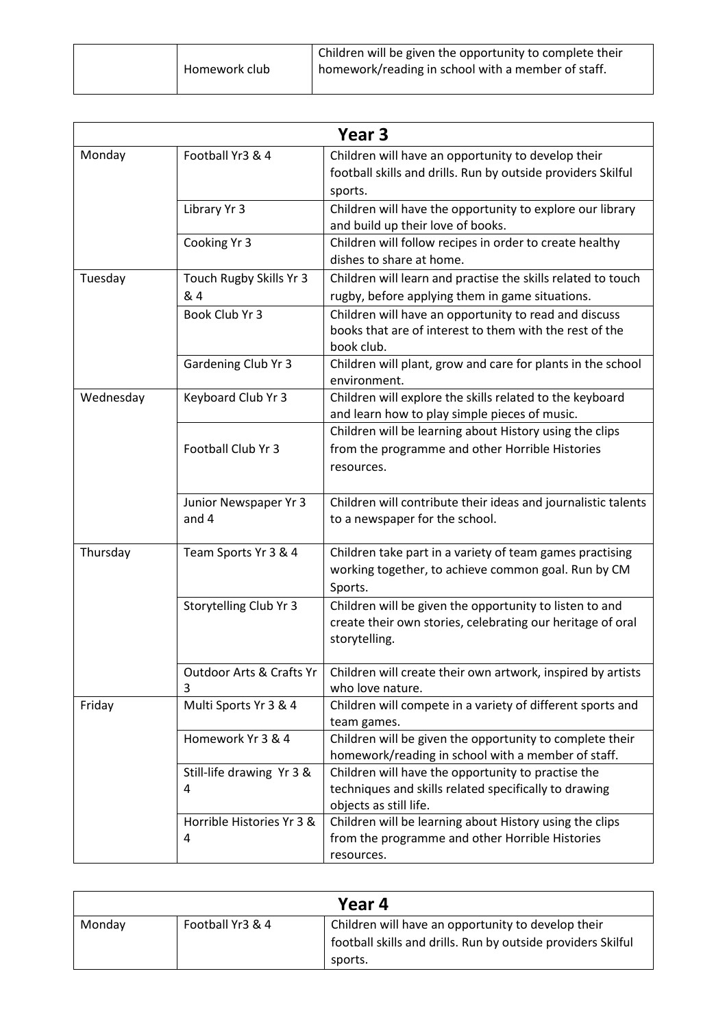|  | Homework club | Children will be given the opportunity to complete their homework/reading in school with a member of staff. |
|---|---|---|

| **Year 3** | | |
|---|---|---|
| Monday | Football Yr3 & 4 | Children will have an opportunity to develop their football skills and drills. Run by outside providers Skilful sports. |
| | Library Yr 3 | Children will have the opportunity to explore our library and build up their love of books. |
| | Cooking Yr 3 | Children will follow recipes in order to create healthy dishes to share at home. |
| Tuesday | Touch Rugby Skills Yr 3 & 4 | Children will learn and practise the skills related to touch rugby, before applying them in game situations. |
| | Book Club Yr 3 | Children will have an opportunity to read and discuss books that are of interest to them with the rest of the book club. |
| | Gardening Club Yr 3 | Children will plant, grow and care for plants in the school environment. |
| Wednesday | Keyboard Club Yr 3 | Children will explore the skills related to the keyboard and learn how to play simple pieces of music. |
| | Football Club Yr 3 | Children will be learning about History using the clips from the programme and other Horrible Histories resources. |
| | Junior Newspaper Yr 3 and 4 | Children will contribute their ideas and journalistic talents to a newspaper for the school. |
| Thursday | Team Sports Yr 3 & 4 | Children take part in a variety of team games practising working together, to achieve common goal. Run by CM Sports. |
| | Storytelling Club Yr 3 | Children will be given the opportunity to listen to and create their own stories, celebrating our heritage of oral storytelling. |
| | Outdoor Arts & Crafts Yr 3 | Children will create their own artwork, inspired by artists who love nature. |
| Friday | Multi Sports Yr 3 & 4 | Children will compete in a variety of different sports and team games. |
| | Homework Yr 3 & 4 | Children will be given the opportunity to complete their homework/reading in school with a member of staff. |
| | Still-life drawing Yr 3 & 4 | Children will have the opportunity to practise the techniques and skills related specifically to drawing objects as still life. |
| | Horrible Histories Yr 3 & 4 | Children will be learning about History using the clips from the programme and other Horrible Histories resources. |

| **Year 4** | | |
|---|---|---|
| Monday | Football Yr3 & 4 | Children will have an opportunity to develop their football skills and drills. Run by outside providers Skilful sports. |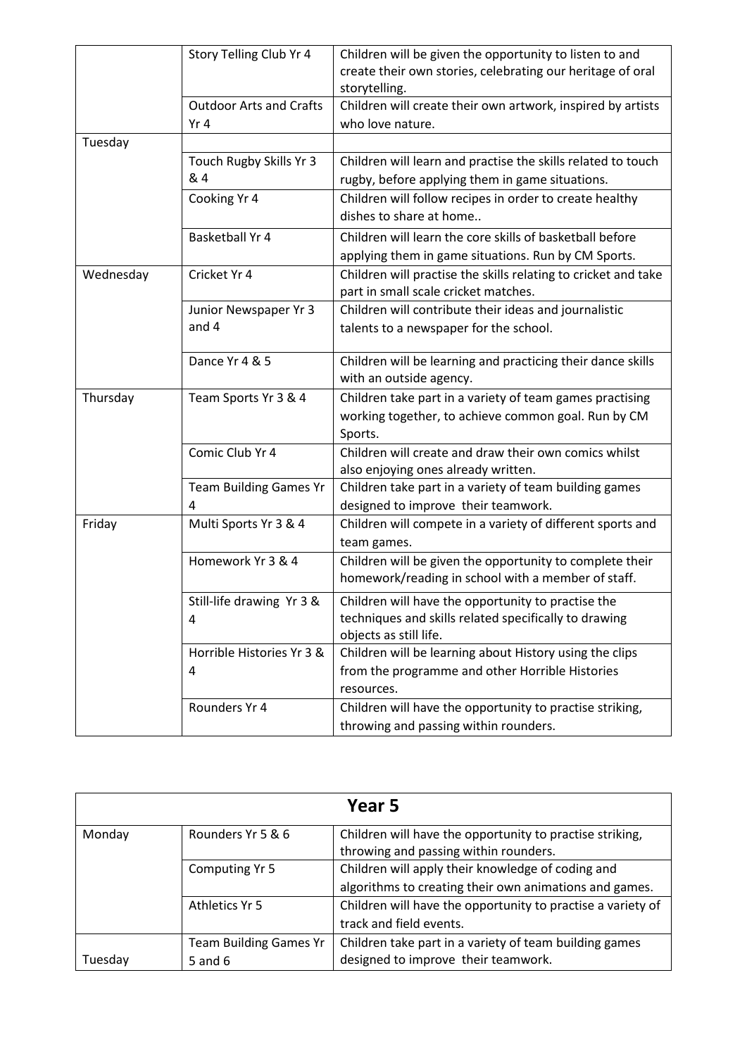| | | |
|---|---|---|
| | Story Telling Club Yr 4 | Children will be given the opportunity to listen to and create their own stories, celebrating our heritage of oral storytelling. |
| | Outdoor Arts and Crafts Yr 4 | Children will create their own artwork, inspired by artists who love nature. |
| Tuesday | | |
| | Touch Rugby Skills Yr 3 & 4 | Children will learn and practise the skills related to touch rugby, before applying them in game situations. |
| | Cooking Yr 4 | Children will follow recipes in order to create healthy dishes to share at home.. |
| | Basketball Yr 4 | Children will learn the core skills of basketball before applying them in game situations. Run by CM Sports. |
| Wednesday | Cricket Yr 4 | Children will practise the skills relating to cricket and take part in small scale cricket matches. |
| | Junior Newspaper Yr 3 and 4 | Children will contribute their ideas and journalistic talents to a newspaper for the school. |
| | Dance Yr 4 & 5 | Children will be learning and practicing their dance skills with an outside agency. |
| Thursday | Team Sports Yr 3 & 4 | Children take part in a variety of team games practising working together, to achieve common goal. Run by CM Sports. |
| | Comic Club Yr 4 | Children will create and draw their own comics whilst also enjoying ones already written. |
| | Team Building Games Yr 4 | Children take part in a variety of team building games designed to improve their teamwork. |
| Friday | Multi Sports Yr 3 & 4 | Children will compete in a variety of different sports and team games. |
| | Homework Yr 3 & 4 | Children will be given the opportunity to complete their homework/reading in school with a member of staff. |
| | Still-life drawing Yr 3 & 4 | Children will have the opportunity to practise the techniques and skills related specifically to drawing objects as still life. |
| | Horrible Histories Yr 3 & 4 | Children will be learning about History using the clips from the programme and other Horrible Histories resources. |
| | Rounders Yr 4 | Children will have the opportunity to practise striking, throwing and passing within rounders. |

| Year 5 | | |
|---|---|---|
| Monday | Rounders Yr 5 & 6 | Children will have the opportunity to practise striking, throwing and passing within rounders. |
| | Computing Yr 5 | Children will apply their knowledge of coding and algorithms to creating their own animations and games. |
| | Athletics Yr 5 | Children will have the opportunity to practise a variety of track and field events. |
| Tuesday | Team Building Games Yr 5 and 6 | Children take part in a variety of team building games designed to improve their teamwork. |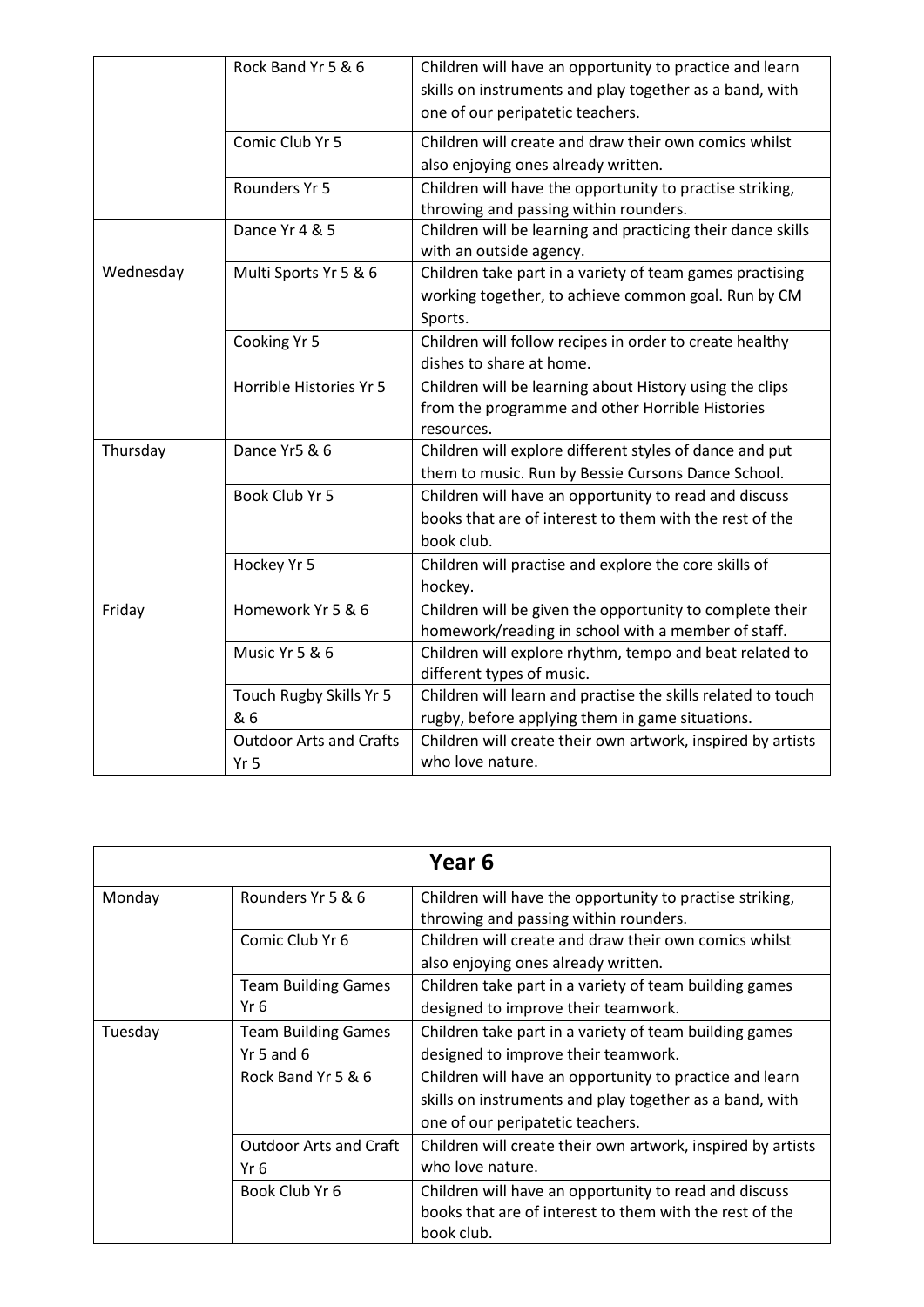| | | |
|---|---|---|
| | Rock Band Yr 5 & 6 | Children will have an opportunity to practice and learn skills on instruments and play together as a band, with one of our peripatetic teachers. |
| | Comic Club Yr 5 | Children will create and draw their own comics whilst also enjoying ones already written. |
| | Rounders Yr 5 | Children will have the opportunity to practise striking, throwing and passing within rounders. |
| Wednesday | Dance Yr 4 & 5 | Children will be learning and practicing their dance skills with an outside agency. |
| | Multi Sports Yr 5 & 6 | Children take part in a variety of team games practising working together, to achieve common goal. Run by CM Sports. |
| | Cooking Yr 5 | Children will follow recipes in order to create healthy dishes to share at home. |
| | Horrible Histories Yr 5 | Children will be learning about History using the clips from the programme and other Horrible Histories resources. |
| Thursday | Dance Yr5 & 6 | Children will explore different styles of dance and put them to music. Run by Bessie Cursons Dance School. |
| | Book Club Yr 5 | Children will have an opportunity to read and discuss books that are of interest to them with the rest of the book club. |
| | Hockey Yr 5 | Children will practise and explore the core skills of hockey. |
| Friday | Homework Yr 5 & 6 | Children will be given the opportunity to complete their homework/reading in school with a member of staff. |
| | Music Yr 5 & 6 | Children will explore rhythm, tempo and beat related to different types of music. |
| | Touch Rugby Skills Yr 5 & 6 | Children will learn and practise the skills related to touch rugby, before applying them in game situations. |
| | Outdoor Arts and Crafts Yr 5 | Children will create their own artwork, inspired by artists who love nature. |

| Year 6 | | |
|---|---|---|
| Monday | Rounders Yr 5 & 6 | Children will have the opportunity to practise striking, throwing and passing within rounders. |
| | Comic Club Yr 6 | Children will create and draw their own comics whilst also enjoying ones already written. |
| | Team Building Games Yr 6 | Children take part in a variety of team building games designed to improve their teamwork. |
| Tuesday | Team Building Games Yr 5 and 6 | Children take part in a variety of team building games designed to improve their teamwork. |
| | Rock Band Yr 5 & 6 | Children will have an opportunity to practice and learn skills on instruments and play together as a band, with one of our peripatetic teachers. |
| | Outdoor Arts and Craft Yr 6 | Children will create their own artwork, inspired by artists who love nature. |
| | Book Club Yr 6 | Children will have an opportunity to read and discuss books that are of interest to them with the rest of the book club. |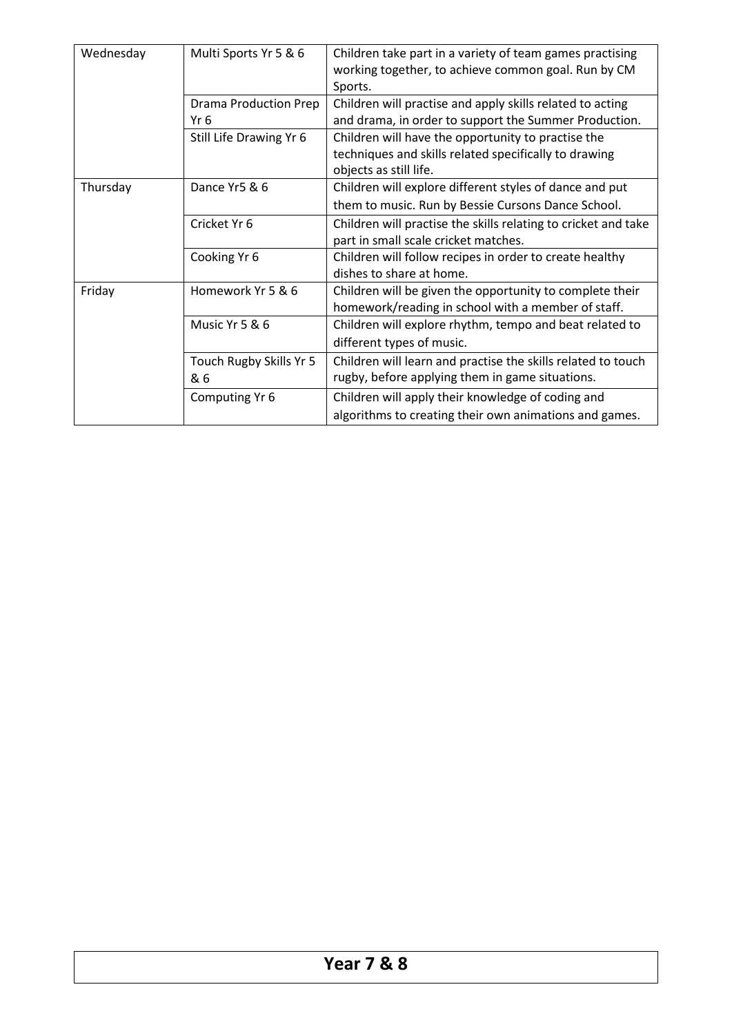| | | |
|---|---|---|
| Wednesday | Multi Sports Yr 5 & 6 | Children take part in a variety of team games practising working together, to achieve common goal. Run by CM Sports. |
| | Drama Production Prep Yr 6 | Children will practise and apply skills related to acting and drama, in order to support the Summer Production. |
| | Still Life Drawing Yr 6 | Children will have the opportunity to practise the techniques and skills related specifically to drawing objects as still life. |
| Thursday | Dance Yr5 & 6 | Children will explore different styles of dance and put them to music. Run by Bessie Cursons Dance School. |
| | Cricket Yr 6 | Children will practise the skills relating to cricket and take part in small scale cricket matches. |
| | Cooking Yr 6 | Children will follow recipes in order to create healthy dishes to share at home. |
| Friday | Homework Yr 5 & 6 | Children will be given the opportunity to complete their homework/reading in school with a member of staff. |
| | Music Yr 5 & 6 | Children will explore rhythm, tempo and beat related to different types of music. |
| | Touch Rugby Skills Yr 5 & 6 | Children will learn and practise the skills related to touch rugby, before applying them in game situations. |
| | Computing Yr 6 | Children will apply their knowledge of coding and algorithms to creating their own animations and games. |

## Year 7 & 8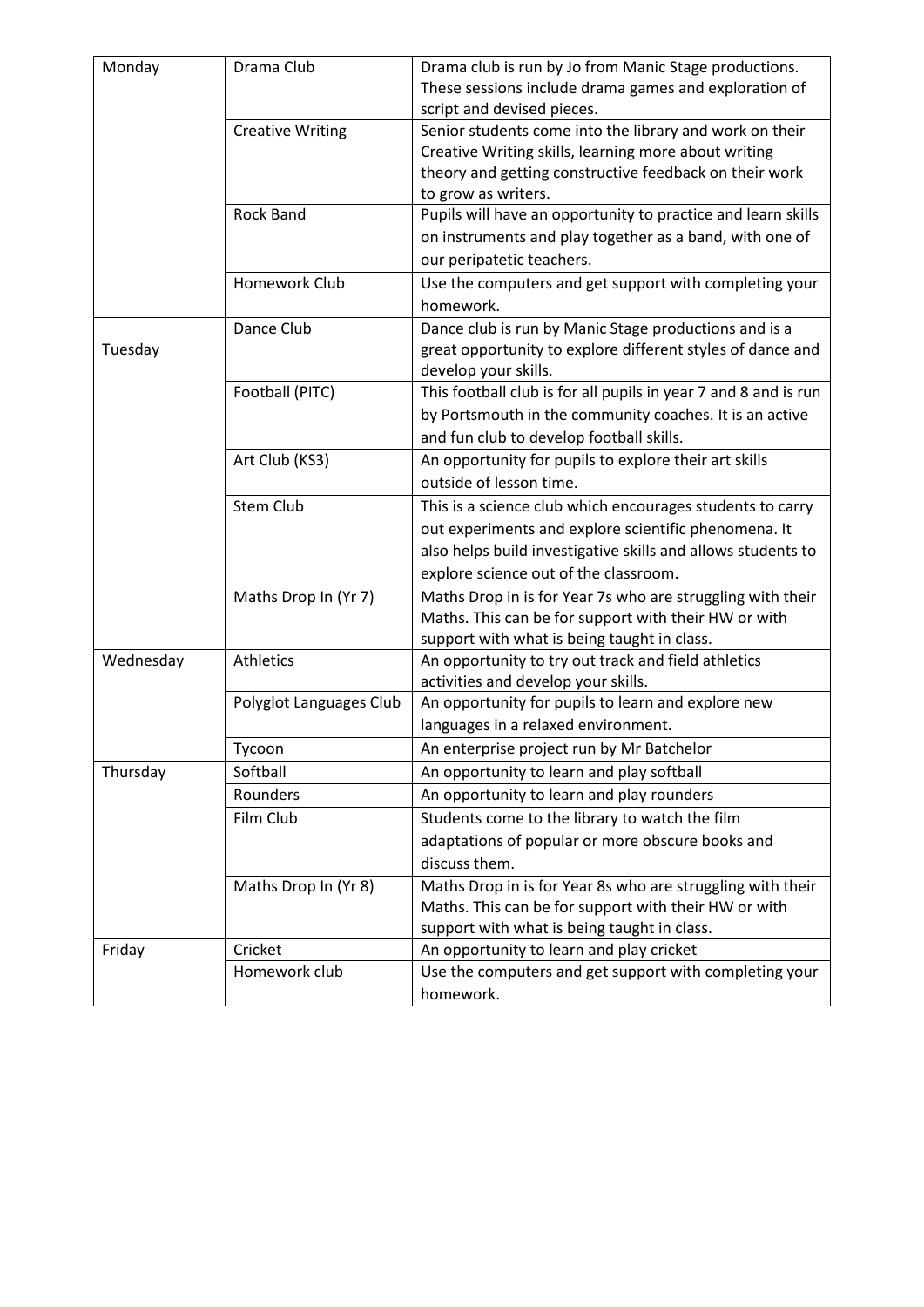| | | |
|---|---|---|
| Monday | Drama Club | Drama club is run by Jo from Manic Stage productions. These sessions include drama games and exploration of script and devised pieces. |
| | Creative Writing | Senior students come into the library and work on their Creative Writing skills, learning more about writing theory and getting constructive feedback on their work to grow as writers. |
| | Rock Band | Pupils will have an opportunity to practice and learn skills on instruments and play together as a band, with one of our peripatetic teachers. |
| | Homework Club | Use the computers and get support with completing your homework. |
| Tuesday | Dance Club | Dance club is run by Manic Stage productions and is a great opportunity to explore different styles of dance and develop your skills. |
| | Football (PITC) | This football club is for all pupils in year 7 and 8 and is run by Portsmouth in the community coaches. It is an active and fun club to develop football skills. |
| | Art Club (KS3) | An opportunity for pupils to explore their art skills outside of lesson time. |
| | Stem Club | This is a science club which encourages students to carry out experiments and explore scientific phenomena. It also helps build investigative skills and allows students to explore science out of the classroom. |
| | Maths Drop In (Yr 7) | Maths Drop in is for Year 7s who are struggling with their Maths. This can be for support with their HW or with support with what is being taught in class. |
| Wednesday | Athletics | An opportunity to try out track and field athletics activities and develop your skills. |
| | Polyglot Languages Club | An opportunity for pupils to learn and explore new languages in a relaxed environment. |
| | Tycoon | An enterprise project run by Mr Batchelor |
| Thursday | Softball | An opportunity to learn and play softball |
| | Rounders | An opportunity to learn and play rounders |
| | Film Club | Students come to the library to watch the film adaptations of popular or more obscure books and discuss them. |
| | Maths Drop In (Yr 8) | Maths Drop in is for Year 8s who are struggling with their Maths. This can be for support with their HW or with support with what is being taught in class. |
| Friday | Cricket | An opportunity to learn and play cricket |
| | Homework club | Use the computers and get support with completing your homework. |